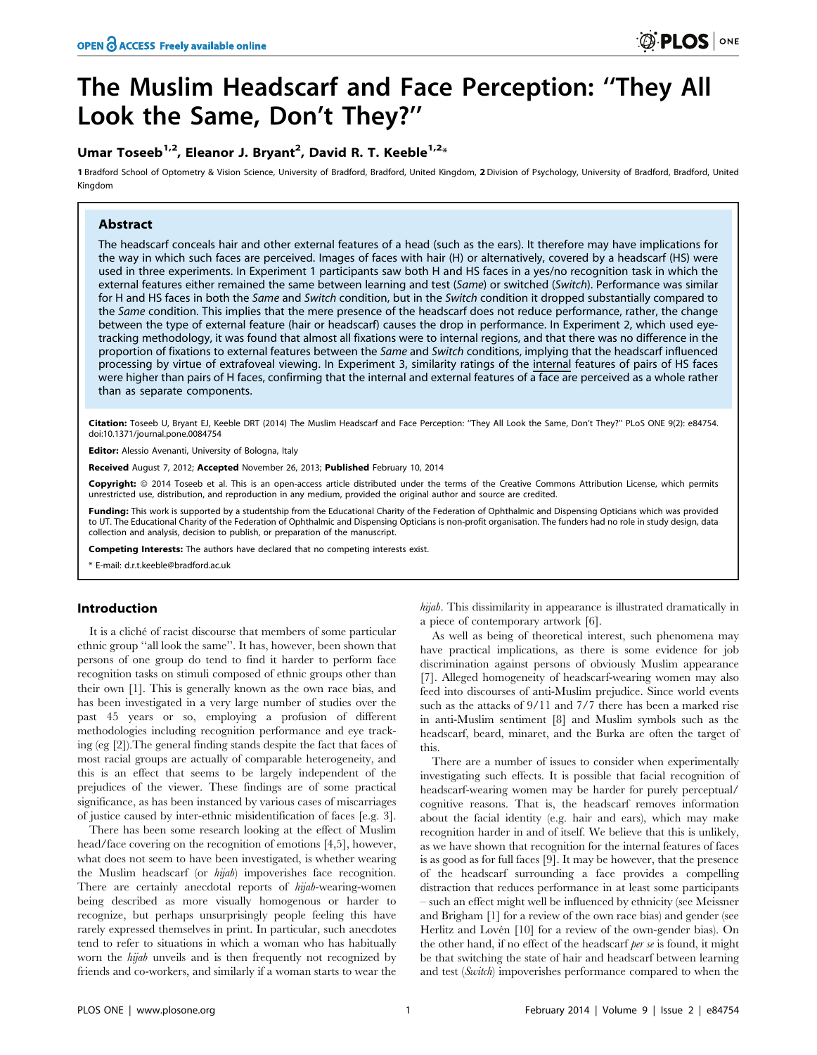# The Muslim Headscarf and Face Perception: ''They All Look the Same, Don't They?''

**Umar Toseeb[1,2], Eleanor J. Bryant[2], David R. T. Keeble[1,2]***

1 Bradford School of Optometry & Vision Science, University of Bradford, Bradford, United Kingdom, 2 Division of Psychology, University of Bradford, Bradford, United Kingdom

## Abstract

The headscarf conceals hair and other external features of a head (such as the ears). It therefore may have implications for the way in which such faces are perceived. Images of faces with hair (H) or alternatively, covered by a headscarf (HS) were used in three experiments. In Experiment 1 participants saw both H and HS faces in a yes/no recognition task in which the external features either remained the same between learning and test (*Same*) or switched (*Switch*). Performance was similar for H and HS faces in both the *Same* and *Switch* condition, but in the *Switch* condition it dropped substantially compared to the *Same* condition. This implies that the mere presence of the headscarf does not reduce performance, rather, the change between the type of external feature (hair or headscarf) causes the drop in performance. In Experiment 2, which used eye-tracking methodology, it was found that almost all fixations were to internal regions, and that there was no difference in the proportion of fixations to external features between the *Same* and *Switch* conditions, implying that the headscarf influenced processing by virtue of extrafoveal viewing. In Experiment 3, similarity ratings of the internal features of pairs of HS faces were higher than pairs of H faces, confirming that the internal and external features of a face are perceived as a whole rather than as separate components.

**Citation:** Toseeb U, Bryant EJ, Keeble DRT (2014) The Muslim Headscarf and Face Perception: ''They All Look the Same, Don't They?'' PLoS ONE 9(2): e84754. doi:10.1371/journal.pone.0084754

**Editor:** Alessio Avenanti, University of Bologna, Italy

**Received** August 7, 2012; **Accepted** November 26, 2013; **Published** February 10, 2014

**Copyright:** © 2014 Toseeb et al. This is an open-access article distributed under the terms of the Creative Commons Attribution License, which permits unrestricted use, distribution, and reproduction in any medium, provided the original author and source are credited.

**Funding:** This work is supported by a studentship from the Educational Charity of the Federation of Ophthalmic and Dispensing Opticians which was provided to UT. The Educational Charity of the Federation of Ophthalmic and Dispensing Opticians is non-profit organisation. The funders had no role in study design, data collection and analysis, decision to publish, or preparation of the manuscript.

**Competing Interests:** The authors have declared that no competing interests exist.

* E-mail: d.r.t.keeble@bradford.ac.uk

## Introduction

It is a cliché of racist discourse that members of some particular ethnic group ''all look the same''. It has, however, been shown that persons of one group do tend to find it harder to perform face recognition tasks on stimuli composed of ethnic groups other than their own [1]. This is generally known as the own race bias, and has been investigated in a very large number of studies over the past 45 years or so, employing a profusion of different methodologies including recognition performance and eye tracking (eg [2]).The general finding stands despite the fact that faces of most racial groups are actually of comparable heterogeneity, and this is an effect that seems to be largely independent of the prejudices of the viewer. These findings are of some practical significance, as has been instanced by various cases of miscarriages of justice caused by inter-ethnic misidentification of faces [e.g. 3].

There has been some research looking at the effect of Muslim head/face covering on the recognition of emotions [4,5], however, what does not seem to have been investigated, is whether wearing the Muslim headscarf (or *hijab*) impoverishes face recognition. There are certainly anecdotal reports of *hijab*-wearing-women being described as more visually homogenous or harder to recognize, but perhaps unsurprisingly people feeling this have rarely expressed themselves in print. In particular, such anecdotes tend to refer to situations in which a woman who has habitually worn the *hijab* unveils and is then frequently not recognized by friends and co-workers, and similarly if a woman starts to wear the *hijab*. This dissimilarity in appearance is illustrated dramatically in a piece of contemporary artwork [6].

As well as being of theoretical interest, such phenomena may have practical implications, as there is some evidence for job discrimination against persons of obviously Muslim appearance [7]. Alleged homogeneity of headscarf-wearing women may also feed into discourses of anti-Muslim prejudice. Since world events such as the attacks of 9/11 and 7/7 there has been a marked rise in anti-Muslim sentiment [8] and Muslim symbols such as the headscarf, beard, minaret, and the Burka are often the target of this.

There are a number of issues to consider when experimentally investigating such effects. It is possible that facial recognition of headscarf-wearing women may be harder for purely perceptual/cognitive reasons. That is, the headscarf removes information about the facial identity (e.g. hair and ears), which may make recognition harder in and of itself. We believe that this is unlikely, as we have shown that recognition for the internal features of faces is as good as for full faces [9]. It may be however, that the presence of the headscarf surrounding a face provides a compelling distraction that reduces performance in at least some participants – such an effect might well be influenced by ethnicity (see Meissner and Brigham [1] for a review of the own race bias) and gender (see Herlitz and Lovén [10] for a review of the own-gender bias). On the other hand, if no effect of the headscarf *per se* is found, it might be that switching the state of hair and headscarf between learning and test (*Switch*) impoverishes performance compared to when the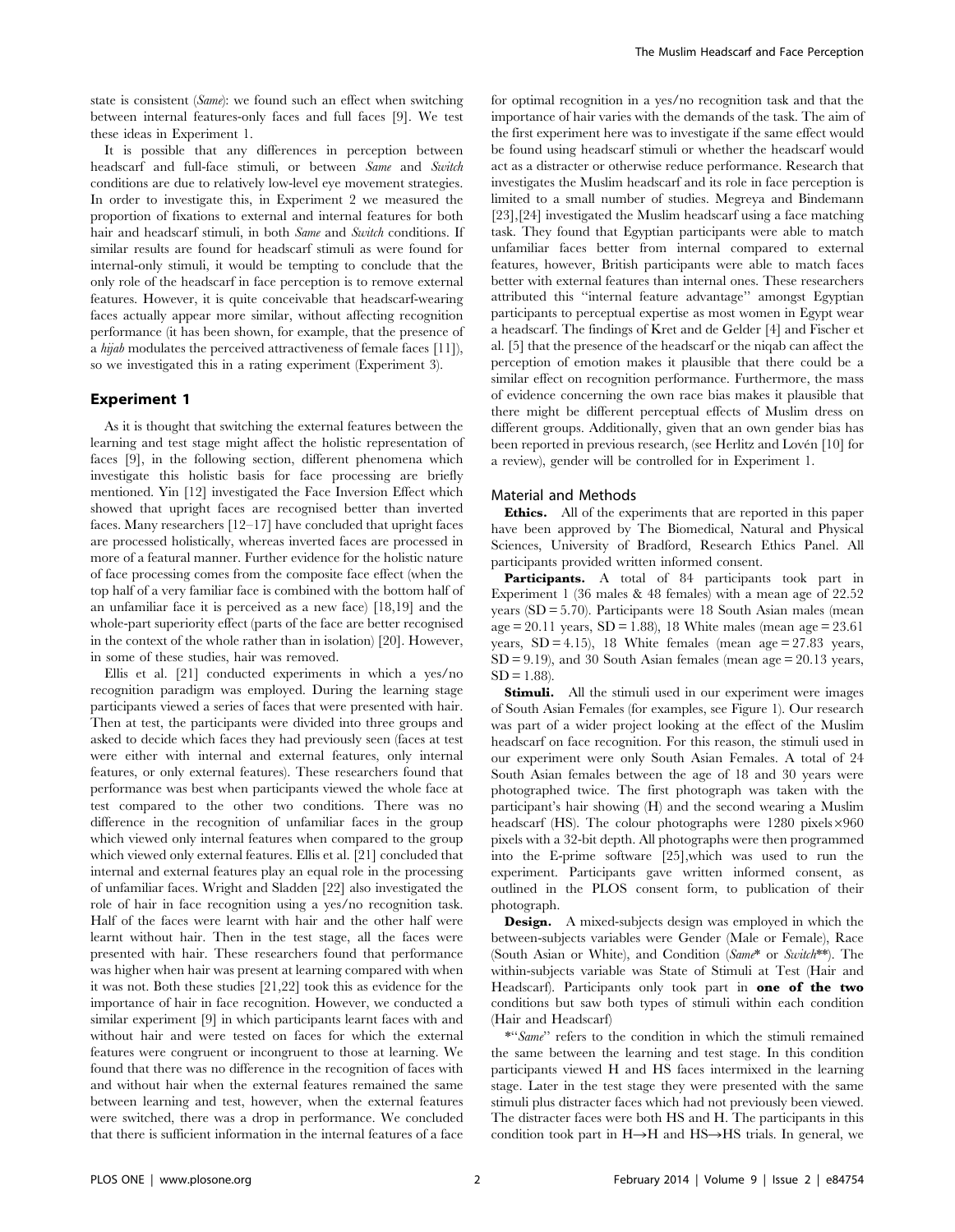state is consistent (*Same*): we found such an effect when switching between internal features-only faces and full faces [9]. We test these ideas in Experiment 1.

It is possible that any differences in perception between headscarf and full-face stimuli, or between *Same* and *Switch* conditions are due to relatively low-level eye movement strategies. In order to investigate this, in Experiment 2 we measured the proportion of fixations to external and internal features for both hair and headscarf stimuli, in both *Same* and *Switch* conditions. If similar results are found for headscarf stimuli as were found for internal-only stimuli, it would be tempting to conclude that the only role of the headscarf in face perception is to remove external features. However, it is quite conceivable that headscarf-wearing faces actually appear more similar, without affecting recognition performance (it has been shown, for example, that the presence of a *hijab* modulates the perceived attractiveness of female faces [11]), so we investigated this in a rating experiment (Experiment 3).

## Experiment 1

As it is thought that switching the external features between the learning and test stage might affect the holistic representation of faces [9], in the following section, different phenomena which investigate this holistic basis for face processing are briefly mentioned. Yin [12] investigated the Face Inversion Effect which showed that upright faces are recognised better than inverted faces. Many researchers [12–17] have concluded that upright faces are processed holistically, whereas inverted faces are processed in more of a featural manner. Further evidence for the holistic nature of face processing comes from the composite face effect (when the top half of a very familiar face is combined with the bottom half of an unfamiliar face it is perceived as a new face) [18,19] and the whole-part superiority effect (parts of the face are better recognised in the context of the whole rather than in isolation) [20]. However, in some of these studies, hair was removed.

Ellis et al. [21] conducted experiments in which a yes/no recognition paradigm was employed. During the learning stage participants viewed a series of faces that were presented with hair. Then at test, the participants were divided into three groups and asked to decide which faces they had previously seen (faces at test were either with internal and external features, only internal features, or only external features). These researchers found that performance was best when participants viewed the whole face at test compared to the other two conditions. There was no difference in the recognition of unfamiliar faces in the group which viewed only internal features when compared to the group which viewed only external features. Ellis et al. [21] concluded that internal and external features play an equal role in the processing of unfamiliar faces. Wright and Sladden [22] also investigated the role of hair in face recognition using a yes/no recognition task. Half of the faces were learnt with hair and the other half were learnt without hair. Then in the test stage, all the faces were presented with hair. These researchers found that performance was higher when hair was present at learning compared with when it was not. Both these studies [21,22] took this as evidence for the importance of hair in face recognition. However, we conducted a similar experiment [9] in which participants learnt faces with and without hair and were tested on faces for which the external features were congruent or incongruent to those at learning. We found that there was no difference in the recognition of faces with and without hair when the external features remained the same between learning and test, however, when the external features were switched, there was a drop in performance. We concluded that there is sufficient information in the internal features of a face for optimal recognition in a yes/no recognition task and that the importance of hair varies with the demands of the task. The aim of the first experiment here was to investigate if the same effect would be found using headscarf stimuli or whether the headscarf would act as a distracter or otherwise reduce performance. Research that investigates the Muslim headscarf and its role in face perception is limited to a small number of studies. Megreya and Bindemann [23],[24] investigated the Muslim headscarf using a face matching task. They found that Egyptian participants were able to match unfamiliar faces better from internal compared to external features, however, British participants were able to match faces better with external features than internal ones. These researchers attributed this "internal feature advantage" amongst Egyptian participants to perceptual expertise as most women in Egypt wear a headscarf. The findings of Kret and de Gelder [4] and Fischer et al. [5] that the presence of the headscarf or the niqab can affect the perception of emotion makes it plausible that there could be a similar effect on recognition performance. Furthermore, the mass of evidence concerning the own race bias makes it plausible that there might be different perceptual effects of Muslim dress on different groups. Additionally, given that an own gender bias has been reported in previous research, (see Herlitz and Lovén [10] for a review), gender will be controlled for in Experiment 1.

### Material and Methods

**Ethics.** All of the experiments that are reported in this paper have been approved by The Biomedical, Natural and Physical Sciences, University of Bradford, Research Ethics Panel. All participants provided written informed consent.

**Participants.** A total of 84 participants took part in Experiment 1 (36 males & 48 females) with a mean age of 22.52 years (SD = 5.70). Participants were 18 South Asian males (mean age = 20.11 years, SD = 1.88), 18 White males (mean age = 23.61 years, SD = 4.15), 18 White females (mean age = 27.83 years, SD = 9.19), and 30 South Asian females (mean age = 20.13 years, SD = 1.88).

**Stimuli.** All the stimuli used in our experiment were images of South Asian Females (for examples, see Figure 1). Our research was part of a wider project looking at the effect of the Muslim headscarf on face recognition. For this reason, the stimuli used in our experiment were only South Asian Females. A total of 24 South Asian females between the age of 18 and 30 years were photographed twice. The first photograph was taken with the participant's hair showing (H) and the second wearing a Muslim headscarf (HS). The colour photographs were 1280 pixels×960 pixels with a 32-bit depth. All photographs were then programmed into the E-prime software [25],which was used to run the experiment. Participants gave written informed consent, as outlined in the PLOS consent form, to publication of their photograph.

**Design.** A mixed-subjects design was employed in which the between-subjects variables were Gender (Male or Female), Race (South Asian or White), and Condition (*Same*\* or *Switch*\*\*). The within-subjects variable was State of Stimuli at Test (Hair and Headscarf). Participants only took part in **one of the two** conditions but saw both types of stimuli within each condition (Hair and Headscarf)

\*"*Same*" refers to the condition in which the stimuli remained the same between the learning and test stage. In this condition participants viewed H and HS faces intermixed in the learning stage. Later in the test stage they were presented with the same stimuli plus distracter faces which had not previously been viewed. The distracter faces were both HS and H. The participants in this condition took part in H→H and HS→HS trials. In general, we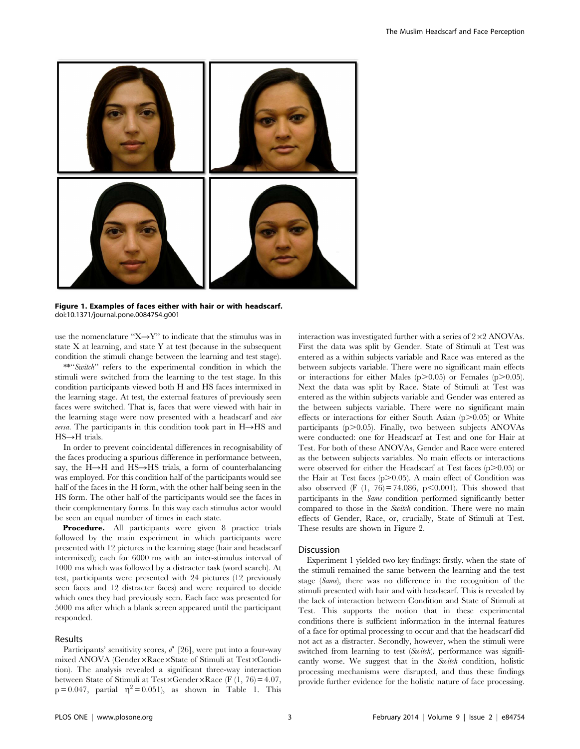**Figure 1. Examples of faces either with hair or with headscarf.**
doi:10.1371/journal.pone.0084754.g001

use the nomenclature "X→Y" to indicate that the stimulus was in state X at learning, and state Y at test (because in the subsequent condition the stimuli change between the learning and test stage).

**"*Switch*" refers to the experimental condition in which the stimuli were switched from the learning to the test stage. In this condition participants viewed both H and HS faces intermixed in the learning stage. At test, the external features of previously seen faces were switched. That is, faces that were viewed with hair in the learning stage were now presented with a headscarf and *vice versa*. The participants in this condition took part in H→HS and HS→H trials.

In order to prevent coincidental differences in recognisability of the faces producing a spurious difference in performance between, say, the H→H and HS→HS trials, a form of counterbalancing was employed. For this condition half of the participants would see half of the faces in the H form, with the other half being seen in the HS form. The other half of the participants would see the faces in their complementary forms. In this way each stimulus actor would be seen an equal number of times in each state.

**Procedure.** All participants were given 8 practice trials followed by the main experiment in which participants were presented with 12 pictures in the learning stage (hair and headscarf intermixed); each for 6000 ms with an inter-stimulus interval of 1000 ms which was followed by a distracter task (word search). At test, participants were presented with 24 pictures (12 previously seen faces and 12 distracter faces) and were required to decide which ones they had previously seen. Each face was presented for 5000 ms after which a blank screen appeared until the participant responded.

## Results

Participants' sensitivity scores, $d'$ [26], were put into a four-way mixed ANOVA (Gender×Race×State of Stimuli at Test×Condition). The analysis revealed a significant three-way interaction between State of Stimuli at Test×Gender×Race ($F$ (1, 76) = 4.07, $p = 0.047$, partial $\eta^2 = 0.051$), as shown in Table 1. This interaction was investigated further with a series of 2×2 ANOVAs. First the data was split by Gender. State of Stimuli at Test was entered as a within subjects variable and Race was entered as the between subjects variable. There were no significant main effects or interactions for either Males ($p > 0.05$) or Females ($p > 0.05$). Next the data was split by Race. State of Stimuli at Test was entered as the within subjects variable and Gender was entered as the between subjects variable. There were no significant main effects or interactions for either South Asian ($p > 0.05$) or White participants ($p > 0.05$). Finally, two between subjects ANOVAs were conducted: one for Headscarf at Test and one for Hair at Test. For both of these ANOVAs, Gender and Race were entered as the between subjects variables. No main effects or interactions were observed for either the Headscarf at Test faces ($p > 0.05$) or the Hair at Test faces ($p > 0.05$). A main effect of Condition was also observed ($F$ (1, 76) = 74.086, $p < 0.001$). This showed that participants in the *Same* condition performed significantly better compared to those in the *Switch* condition. There were no main effects of Gender, Race, or, crucially, State of Stimuli at Test. These results are shown in Figure 2.

## Discussion

Experiment 1 yielded two key findings: firstly, when the state of the stimuli remained the same between the learning and the test stage (*Same*), there was no difference in the recognition of the stimuli presented with hair and with headscarf. This is revealed by the lack of interaction between Condition and State of Stimuli at Test. This supports the notion that in these experimental conditions there is sufficient information in the internal features of a face for optimal processing to occur and that the headscarf did not act as a distracter. Secondly, however, when the stimuli were switched from learning to test (*Switch*), performance was significantly worse. We suggest that in the *Switch* condition, holistic processing mechanisms were disrupted, and thus these findings provide further evidence for the holistic nature of face processing.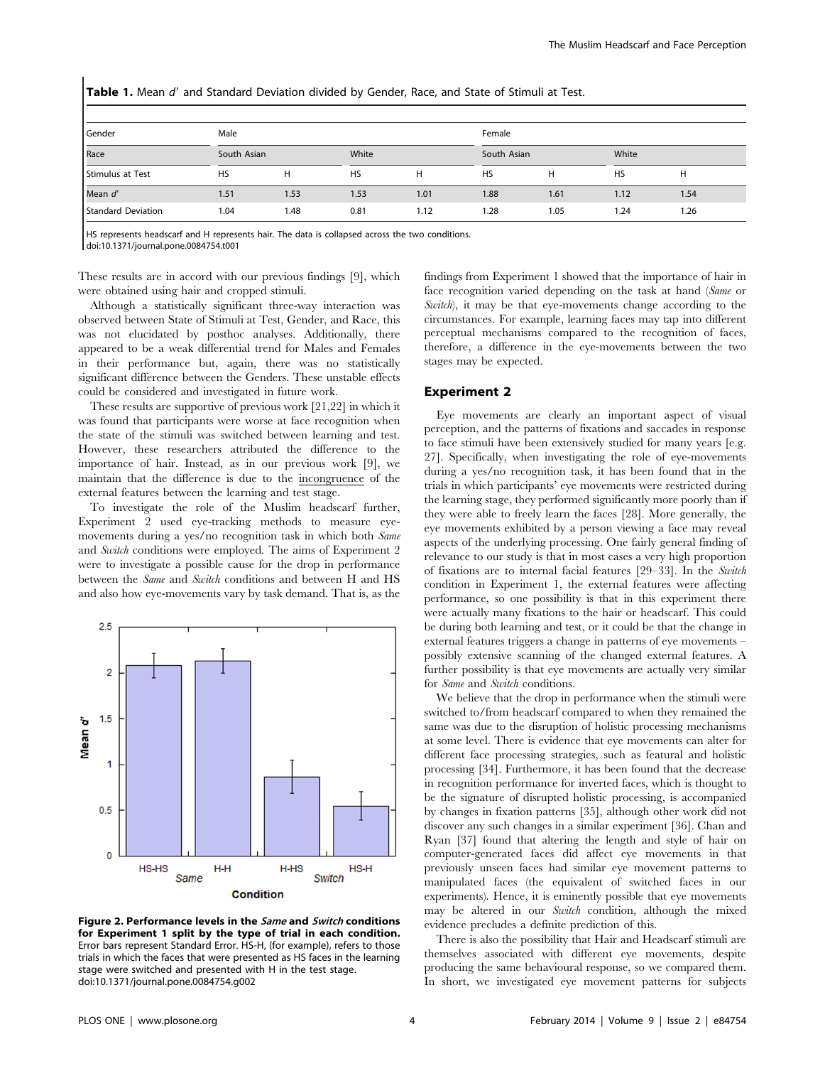**Table 1.** Mean $d'$ and Standard Deviation divided by Gender, Race, and State of Stimuli at Test.

| Gender | Male | | | | Female | | | |
|---|---|---|---|---|---|---|---|---|
| Race | South Asian | | White | | South Asian | | White | |
| Stimulus at Test | HS | H | HS | H | HS | H | HS | H |
| Mean $d'$ | 1.51 | 1.53 | 1.53 | 1.01 | 1.88 | 1.61 | 1.12 | 1.54 |
| Standard Deviation | 1.04 | 1.48 | 0.81 | 1.12 | 1.28 | 1.05 | 1.24 | 1.26 |

HS represents headscarf and H represents hair. The data is collapsed across the two conditions.
doi:10.1371/journal.pone.0084754.t001

These results are in accord with our previous findings [9], which were obtained using hair and cropped stimuli.

Although a statistically significant three-way interaction was observed between State of Stimuli at Test, Gender, and Race, this was not elucidated by posthoc analyses. Additionally, there appeared to be a weak differential trend for Males and Females in their performance but, again, there was no statistically significant difference between the Genders. These unstable effects could be considered and investigated in future work.

These results are supportive of previous work [21,22] in which it was found that participants were worse at face recognition when the state of the stimuli was switched between learning and test. However, these researchers attributed the difference to the importance of hair. Instead, as in our previous work [9], we maintain that the difference is due to the incongruence of the external features between the learning and test stage.

To investigate the role of the Muslim headscarf further, Experiment 2 used eye-tracking methods to measure eye-movements during a yes/no recognition task in which both *Same* and *Switch* conditions were employed. The aims of Experiment 2 were to investigate a possible cause for the drop in performance between the *Same* and *Switch* conditions and between H and HS and also how eye-movements vary by task demand. That is, as the findings from Experiment 1 showed that the importance of hair in face recognition varied depending on the task at hand (*Same* or *Switch*), it may be that eye-movements change according to the circumstances. For example, learning faces may tap into different perceptual mechanisms compared to the recognition of faces, therefore, a difference in the eye-movements between the two stages may be expected.

**Figure 2. Performance levels in the *Same* and *Switch* conditions for Experiment 1 split by the type of trial in each condition.** Error bars represent Standard Error. HS-H, (for example), refers to those trials in which the faces that were presented as HS faces in the learning stage were switched and presented with H in the test stage.
doi:10.1371/journal.pone.0084754.g002

## Experiment 2

Eye movements are clearly an important aspect of visual perception, and the patterns of fixations and saccades in response to face stimuli have been extensively studied for many years [e.g. 27]. Specifically, when investigating the role of eye-movements during a yes/no recognition task, it has been found that in the trials in which participants' eye movements were restricted during the learning stage, they performed significantly more poorly than if they were able to freely learn the faces [28]. More generally, the eye movements exhibited by a person viewing a face may reveal aspects of the underlying processing. One fairly general finding of relevance to our study is that in most cases a very high proportion of fixations are to internal facial features [29–33]. In the *Switch* condition in Experiment 1, the external features were affecting performance, so one possibility is that in this experiment there were actually many fixations to the hair or headscarf. This could be during both learning and test, or it could be that the change in external features triggers a change in patterns of eye movements – possibly extensive scanning of the changed external features. A further possibility is that eye movements are actually very similar for *Same* and *Switch* conditions.

We believe that the drop in performance when the stimuli were switched to/from headscarf compared to when they remained the same was due to the disruption of holistic processing mechanisms at some level. There is evidence that eye movements can alter for different face processing strategies, such as featural and holistic processing [34]. Furthermore, it has been found that the decrease in recognition performance for inverted faces, which is thought to be the signature of disrupted holistic processing, is accompanied by changes in fixation patterns [35], although other work did not discover any such changes in a similar experiment [36]. Chan and Ryan [37] found that altering the length and style of hair on computer-generated faces did affect eye movements in that previously unseen faces had similar eye movement patterns to manipulated faces (the equivalent of switched faces in our experiments). Hence, it is eminently possible that eye movements may be altered in our *Switch* condition, although the mixed evidence precludes a definite prediction of this.

There is also the possibility that Hair and Headscarf stimuli are themselves associated with different eye movements, despite producing the same behavioural response, so we compared them. In short, we investigated eye movement patterns for subjects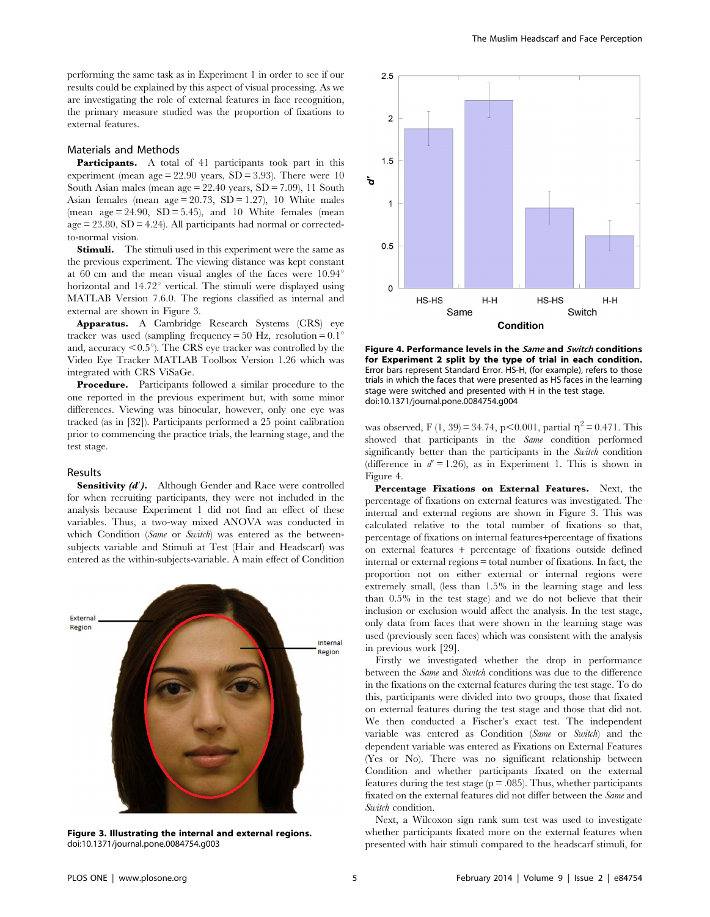performing the same task as in Experiment 1 in order to see if our results could be explained by this aspect of visual processing. As we are investigating the role of external features in face recognition, the primary measure studied was the proportion of fixations to external features.

## Materials and Methods

**Participants.** A total of 41 participants took part in this experiment (mean age = 22.90 years, SD = 3.93). There were 10 South Asian males (mean age = 22.40 years, SD = 7.09), 11 South Asian females (mean age = 20.73, SD = 1.27), 10 White males (mean age = 24.90, SD = 5.45), and 10 White females (mean age = 23.80, SD = 4.24). All participants had normal or corrected-to-normal vision.

**Stimuli.** The stimuli used in this experiment were the same as the previous experiment. The viewing distance was kept constant at 60 cm and the mean visual angles of the faces were 10.94° horizontal and 14.72° vertical. The stimuli were displayed using MATLAB Version 7.6.0. The regions classified as internal and external are shown in Figure 3.

**Apparatus.** A Cambridge Research Systems (CRS) eye tracker was used (sampling frequency = 50 Hz, resolution = 0.1° and, accuracy <0.5°). The CRS eye tracker was controlled by the Video Eye Tracker MATLAB Toolbox Version 1.26 which was integrated with CRS ViSaGe.

**Procedure.** Participants followed a similar procedure to the one reported in the previous experiment but, with some minor differences. Viewing was binocular, however, only one eye was tracked (as in [32]). Participants performed a 25 point calibration prior to commencing the practice trials, the learning stage, and the test stage.

## Results

**Sensitivity (*d′*).** Although Gender and Race were controlled for when recruiting participants, they were not included in the analysis because Experiment 1 did not find an effect of these variables. Thus, a two-way mixed ANOVA was conducted in which Condition (*Same* or *Switch*) was entered as the between-subjects variable and Stimuli at Test (Hair and Headscarf) was entered as the within-subjects-variable. A main effect of Condition

**Figure 3. Illustrating the internal and external regions.**
doi:10.1371/journal.pone.0084754.g003

**Figure 4. Performance levels in the *Same* and *Switch* conditions for Experiment 2 split by the type of trial in each condition.** Error bars represent Standard Error. HS-H, (for example), refers to those trials in which the faces that were presented as HS faces in the learning stage were switched and presented with H in the test stage.
doi:10.1371/journal.pone.0084754.g004

was observed, $F(1, 39) = 34.74$, $p < 0.001$, partial $\eta^2 = 0.471$. This showed that participants in the *Same* condition performed significantly better than the participants in the *Switch* condition (difference in $d' = 1.26$), as in Experiment 1. This is shown in Figure 4.

**Percentage Fixations on External Features.** Next, the percentage of fixations on external features was investigated. The internal and external regions are shown in Figure 3. This was calculated relative to the total number of fixations so that, percentage of fixations on internal features+percentage of fixations on external features + percentage of fixations outside defined internal or external regions = total number of fixations. In fact, the proportion not on either external or internal regions were extremely small, (less than 1.5% in the learning stage and less than 0.5% in the test stage) and we do not believe that their inclusion or exclusion would affect the analysis. In the test stage, only data from faces that were shown in the learning stage was used (previously seen faces) which was consistent with the analysis in previous work [29].

Firstly we investigated whether the drop in performance between the *Same* and *Switch* conditions was due to the difference in the fixations on the external features during the test stage. To do this, participants were divided into two groups, those that fixated on external features during the test stage and those that did not. We then conducted a Fischer's exact test. The independent variable was entered as Condition (*Same* or *Switch*) and the dependent variable was entered as Fixations on External Features (Yes or No). There was no significant relationship between Condition and whether participants fixated on the external features during the test stage ($p = .085$). Thus, whether participants fixated on the external features did not differ between the *Same* and *Switch* condition.

Next, a Wilcoxon sign rank sum test was used to investigate whether participants fixated more on the external features when presented with hair stimuli compared to the headscarf stimuli, for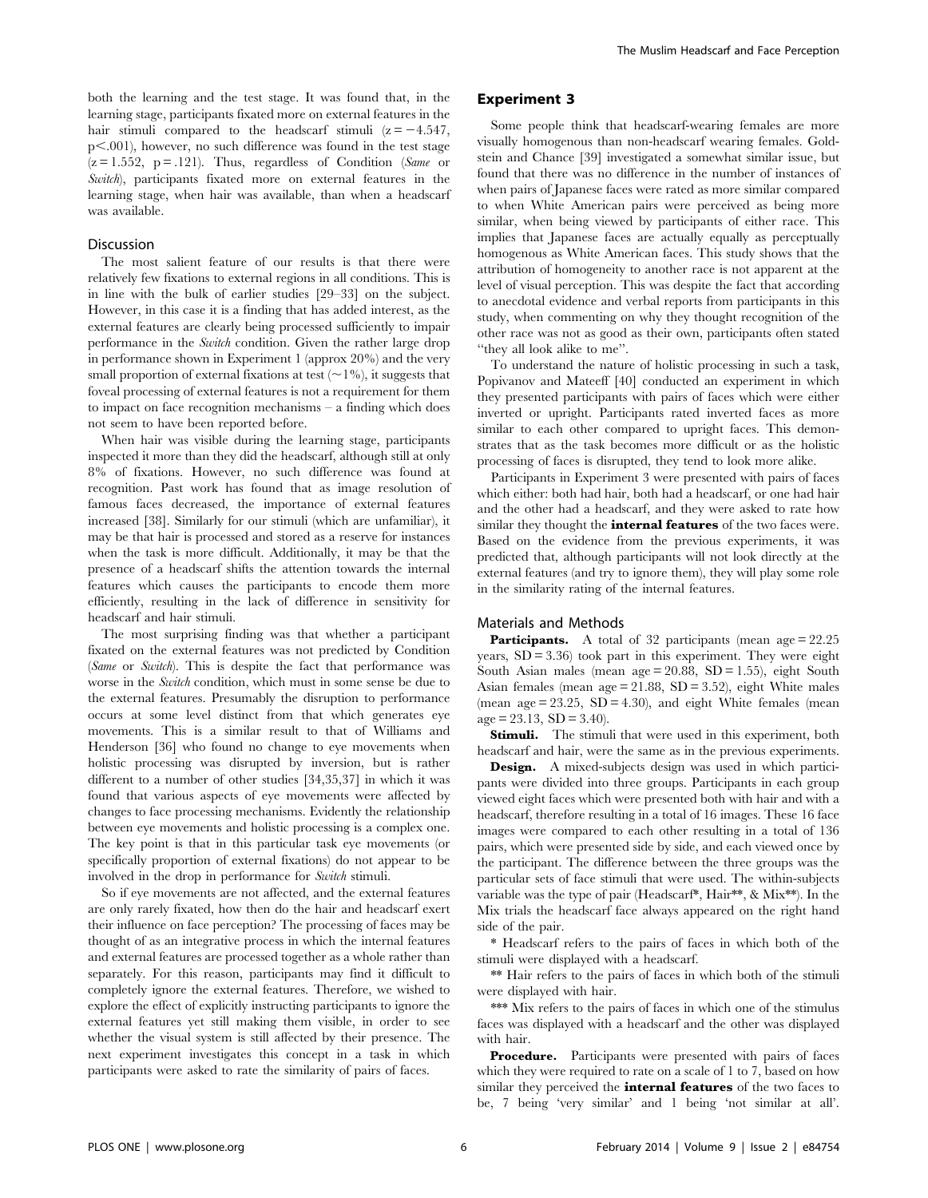both the learning and the test stage. It was found that, in the learning stage, participants fixated more on external features in the hair stimuli compared to the headscarf stimuli ($z = -4.547$, $p < .001$), however, no such difference was found in the test stage ($z = 1.552$, $p = .121$). Thus, regardless of Condition (*Same* or *Switch*), participants fixated more on external features in the learning stage, when hair was available, than when a headscarf was available.

### Discussion

The most salient feature of our results is that there were relatively few fixations to external regions in all conditions. This is in line with the bulk of earlier studies [29–33] on the subject. However, in this case it is a finding that has added interest, as the external features are clearly being processed sufficiently to impair performance in the *Switch* condition. Given the rather large drop in performance shown in Experiment 1 (approx 20%) and the very small proportion of external fixations at test (~1%), it suggests that foveal processing of external features is not a requirement for them to impact on face recognition mechanisms – a finding which does not seem to have been reported before.

When hair was visible during the learning stage, participants inspected it more than they did the headscarf, although still at only 8% of fixations. However, no such difference was found at recognition. Past work has found that as image resolution of famous faces decreased, the importance of external features increased [38]. Similarly for our stimuli (which are unfamiliar), it may be that hair is processed and stored as a reserve for instances when the task is more difficult. Additionally, it may be that the presence of a headscarf shifts the attention towards the internal features which causes the participants to encode them more efficiently, resulting in the lack of difference in sensitivity for headscarf and hair stimuli.

The most surprising finding was that whether a participant fixated on the external features was not predicted by Condition (*Same* or *Switch*). This is despite the fact that performance was worse in the *Switch* condition, which must in some sense be due to the external features. Presumably the disruption to performance occurs at some level distinct from that which generates eye movements. This is a similar result to that of Williams and Henderson [36] who found no change to eye movements when holistic processing was disrupted by inversion, but is rather different to a number of other studies [34,35,37] in which it was found that various aspects of eye movements were affected by changes to face processing mechanisms. Evidently the relationship between eye movements and holistic processing is a complex one. The key point is that in this particular task eye movements (or specifically proportion of external fixations) do not appear to be involved in the drop in performance for *Switch* stimuli.

So if eye movements are not affected, and the external features are only rarely fixated, how then do the hair and headscarf exert their influence on face perception? The processing of faces may be thought of as an integrative process in which the internal features and external features are processed together as a whole rather than separately. For this reason, participants may find it difficult to completely ignore the external features. Therefore, we wished to explore the effect of explicitly instructing participants to ignore the external features yet still making them visible, in order to see whether the visual system is still affected by their presence. The next experiment investigates this concept in a task in which participants were asked to rate the similarity of pairs of faces.

## Experiment 3

Some people think that headscarf-wearing females are more visually homogenous than non-headscarf wearing females. Goldstein and Chance [39] investigated a somewhat similar issue, but found that there was no difference in the number of instances of when pairs of Japanese faces were rated as more similar compared to when White American pairs were perceived as being more similar, when being viewed by participants of either race. This implies that Japanese faces are actually equally as perceptually homogenous as White American faces. This study shows that the attribution of homogeneity to another race is not apparent at the level of visual perception. This was despite the fact that according to anecdotal evidence and verbal reports from participants in this study, when commenting on why they thought recognition of the other race was not as good as their own, participants often stated "they all look alike to me".

To understand the nature of holistic processing in such a task, Popivanov and Mateeff [40] conducted an experiment in which they presented participants with pairs of faces which were either inverted or upright. Participants rated inverted faces as more similar to each other compared to upright faces. This demonstrates that as the task becomes more difficult or as the holistic processing of faces is disrupted, they tend to look more alike.

Participants in Experiment 3 were presented with pairs of faces which either: both had hair, both had a headscarf, or one had hair and the other had a headscarf, and they were asked to rate how similar they thought the **internal features** of the two faces were. Based on the evidence from the previous experiments, it was predicted that, although participants will not look directly at the external features (and try to ignore them), they will play some role in the similarity rating of the internal features.

### Materials and Methods

**Participants.** A total of 32 participants (mean age = 22.25 years, SD = 3.36) took part in this experiment. They were eight South Asian males (mean age = 20.88, SD = 1.55), eight South Asian females (mean age = 21.88, SD = 3.52), eight White males (mean age = 23.25, SD = 4.30), and eight White females (mean age = 23.13, SD = 3.40).

**Stimuli.** The stimuli that were used in this experiment, both headscarf and hair, were the same as in the previous experiments.

**Design.** A mixed-subjects design was used in which participants were divided into three groups. Participants in each group viewed eight faces which were presented both with hair and with a headscarf, therefore resulting in a total of 16 images. These 16 face images were compared to each other resulting in a total of 136 pairs, which were presented side by side, and each viewed once by the participant. The difference between the three groups was the particular sets of face stimuli that were used. The within-subjects variable was the type of pair (Headscarf*, Hair**, & Mix**). In the Mix trials the headscarf face always appeared on the right hand side of the pair.

* Headscarf refers to the pairs of faces in which both of the stimuli were displayed with a headscarf.

** Hair refers to the pairs of faces in which both of the stimuli were displayed with hair.

*** Mix refers to the pairs of faces in which one of the stimulus faces was displayed with a headscarf and the other was displayed with hair.

**Procedure.** Participants were presented with pairs of faces which they were required to rate on a scale of 1 to 7, based on how similar they perceived the **internal features** of the two faces to be, 7 being 'very similar' and 1 being 'not similar at all'.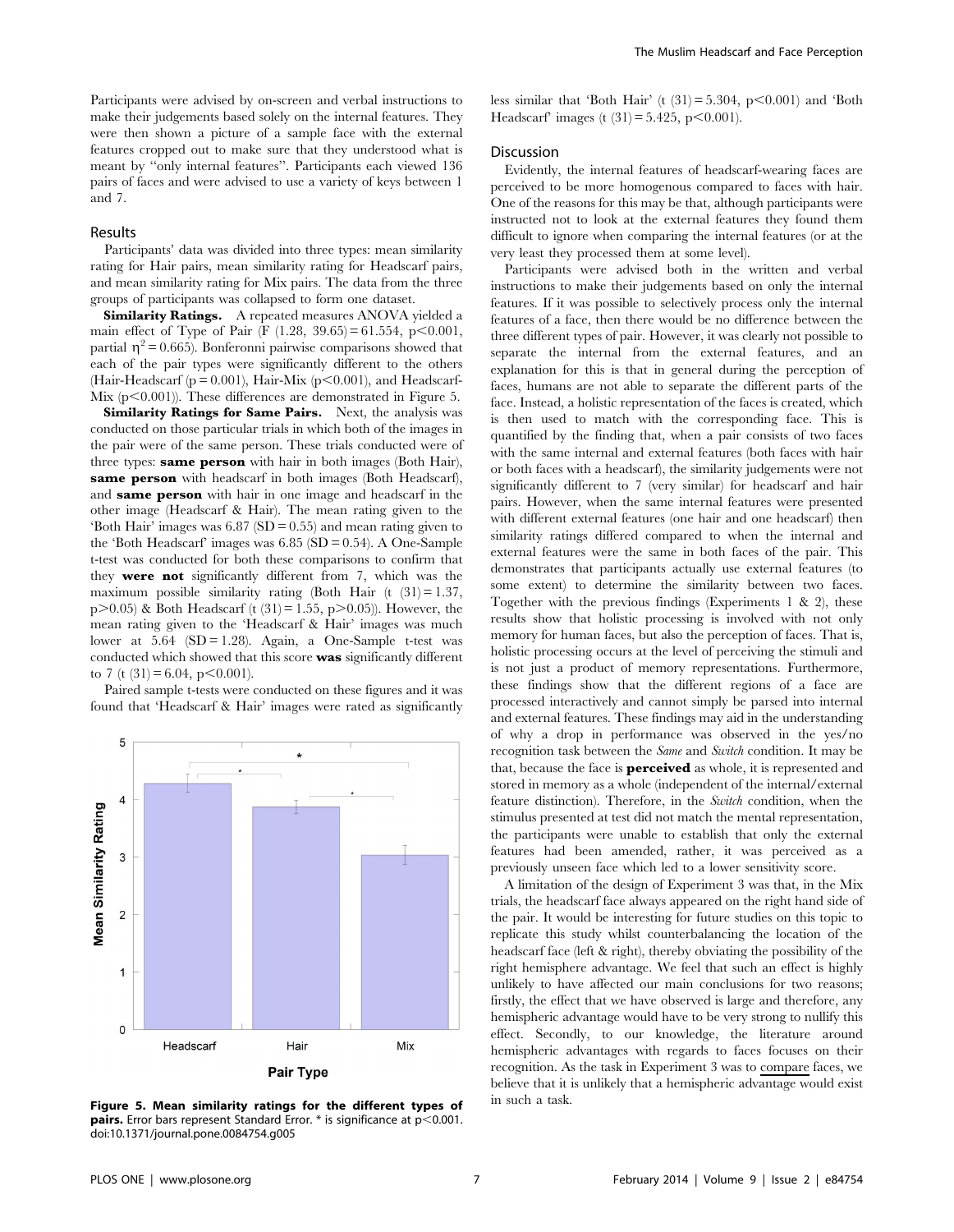Participants were advised by on-screen and verbal instructions to make their judgements based solely on the internal features. They were then shown a picture of a sample face with the external features cropped out to make sure that they understood what is meant by "only internal features". Participants each viewed 136 pairs of faces and were advised to use a variety of keys between 1 and 7.

### Results

Participants' data was divided into three types: mean similarity rating for Hair pairs, mean similarity rating for Headscarf pairs, and mean similarity rating for Mix pairs. The data from the three groups of participants was collapsed to form one dataset.

**Similarity Ratings.** A repeated measures ANOVA yielded a main effect of Type of Pair ($F$ (1.28, 39.65) = 61.554, $p<0.001$, partial $\eta^2 = 0.665$). Bonferonni pairwise comparisons showed that each of the pair types were significantly different to the others (Hair-Headscarf ($p = 0.001$), Hair-Mix ($p<0.001$), and Headscarf-Mix ($p<0.001$)). These differences are demonstrated in Figure 5.

**Similarity Ratings for Same Pairs.** Next, the analysis was conducted on those particular trials in which both of the images in the pair were of the same person. These trials conducted were of three types: **same person** with hair in both images (Both Hair), **same person** with headscarf in both images (Both Headscarf), and **same person** with hair in one image and headscarf in the other image (Headscarf & Hair). The mean rating given to the 'Both Hair' images was 6.87 (SD = 0.55) and mean rating given to the 'Both Headscarf' images was 6.85 (SD = 0.54). A One-Sample t-test was conducted for both these comparisons to confirm that they **were not** significantly different from 7, which was the maximum possible similarity rating (Both Hair ($t$ (31) = 1.37, $p>0.05$) & Both Headscarf ($t$ (31) = 1.55, $p>0.05$)). However, the mean rating given to the 'Headscarf & Hair' images was much lower at 5.64 (SD = 1.28). Again, a One-Sample t-test was conducted which showed that this score **was** significantly different to 7 ($t$ (31) = 6.04, $p<0.001$).

Paired sample t-tests were conducted on these figures and it was found that 'Headscarf & Hair' images were rated as significantly less similar that 'Both Hair' ($t$ (31) = 5.304, $p<0.001$) and 'Both Headscarf' images ($t$ (31) = 5.425, $p<0.001$).

**Figure 5. Mean similarity ratings for the different types of pairs.** Error bars represent Standard Error. * is significance at $p<0.001$.
doi:10.1371/journal.pone.0084754.g005

### Discussion

Evidently, the internal features of headscarf-wearing faces are perceived to be more homogenous compared to faces with hair. One of the reasons for this may be that, although participants were instructed not to look at the external features they found them difficult to ignore when comparing the internal features (or at the very least they processed them at some level).

Participants were advised both in the written and verbal instructions to make their judgements based on only the internal features. If it was possible to selectively process only the internal features of a face, then there would be no difference between the three different types of pair. However, it was clearly not possible to separate the internal from the external features, and an explanation for this is that in general during the perception of faces, humans are not able to separate the different parts of the face. Instead, a holistic representation of the faces is created, which is then used to match with the corresponding face. This is quantified by the finding that, when a pair consists of two faces with the same internal and external features (both faces with hair or both faces with a headscarf), the similarity judgements were not significantly different to 7 (very similar) for headscarf and hair pairs. However, when the same internal features were presented with different external features (one hair and one headscarf) then similarity ratings differed compared to when the internal and external features were the same in both faces of the pair. This demonstrates that participants actually use external features (to some extent) to determine the similarity between two faces. Together with the previous findings (Experiments 1 & 2), these results show that holistic processing is involved with not only memory for human faces, but also the perception of faces. That is, holistic processing occurs at the level of perceiving the stimuli and is not just a product of memory representations. Furthermore, these findings show that the different regions of a face are processed interactively and cannot simply be parsed into internal and external features. These findings may aid in the understanding of why a drop in performance was observed in the yes/no recognition task between the *Same* and *Switch* condition. It may be that, because the face is **perceived** as whole, it is represented and stored in memory as a whole (independent of the internal/external feature distinction). Therefore, in the *Switch* condition, when the stimulus presented at test did not match the mental representation, the participants were unable to establish that only the external features had been amended, rather, it was perceived as a previously unseen face which led to a lower sensitivity score.

A limitation of the design of Experiment 3 was that, in the Mix trials, the headscarf face always appeared on the right hand side of the pair. It would be interesting for future studies on this topic to replicate this study whilst counterbalancing the location of the headscarf face (left & right), thereby obviating the possibility of the right hemisphere advantage. We feel that such an effect is highly unlikely to have affected our main conclusions for two reasons; firstly, the effect that we have observed is large and therefore, any hemispheric advantage would have to be very strong to nullify this effect. Secondly, to our knowledge, the literature around hemispheric advantages with regards to faces focuses on their recognition. As the task in Experiment 3 was to compare faces, we believe that it is unlikely that a hemispheric advantage would exist in such a task.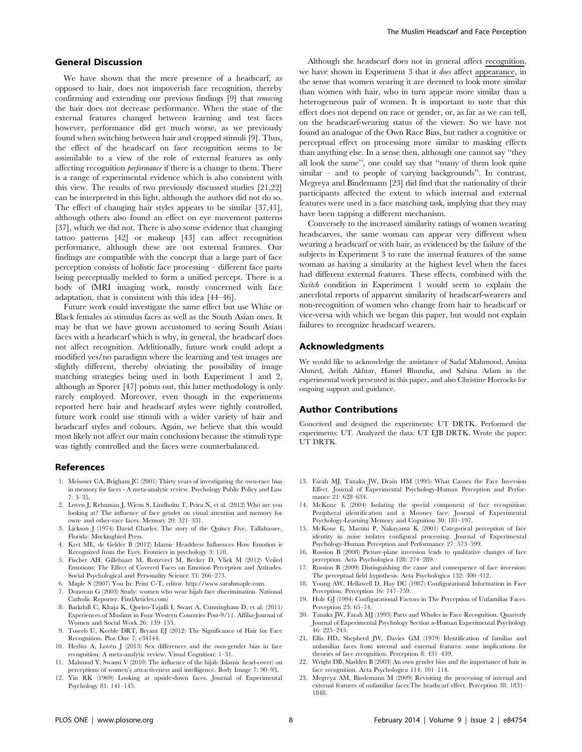## General Discussion

We have shown that the mere presence of a headscarf, as opposed to hair, does not impoverish face recognition, thereby confirming and extending our previous findings [9] that *removing* the hair does not decrease performance. When the state of the external features changed between learning and test faces however, performance did get much worse, as we previously found when switching between hair and cropped stimuli [9]. Thus, the effect of the headscarf on face recognition seems to be assimilable to a view of the role of external features as only affecting recognition *performance* if there is a change to them. There is a range of experimental evidence which is also consistent with this view. The results of two previously discussed studies [21,22] can be interpreted in this light, although the authors did not do so. The effect of changing hair styles appears to be similar [37,41], although others also found an effect on eye movement patterns [37], which we did not. There is also some evidence that changing tattoo patterns [42] or makeup [43] can affect recognition performance, although these are not external features. Our findings are compatible with the concept that a large part of face perception consists of holistic face processing – different face parts being perceptually melded to form a unified percept. There is a body of fMRI imaging work, mostly concerned with face adaptation, that is consistent with this idea [44–46].

Future work could investigate the same effect but use White or Black females as stimulus faces as well as the South Asian ones. It may be that we have grown accustomed to seeing South Asian faces with a headscarf which is why, in general, the headscarf does not affect recognition. Additionally, future work could adopt a modified yes/no paradigm where the learning and test images are slightly different, thereby obviating the possibility of image matching strategies being used in both Experiment 1 and 2, although as Sporer [47] points out, this latter methodology is only rarely employed. Moreover, even though in the experiments reported here hair and headscarf styles were tightly controlled, future work could use stimuli with a wider variety of hair and headscarf styles and colours. Again, we believe that this would most likely not affect our main conclusions because the stimuli type was tightly controlled and the faces were counterbalanced.

Although the headscarf does not in general affect recognition, we have shown in Experiment 3 that it *does* affect appearance, in the sense that women wearing it are deemed to look more similar than women with hair, who in turn appear more similar than a heterogeneous pair of women. It is important to note that this effect does not depend on race or gender, or, as far as we can tell, on the headscarf-wearing status of the viewer. So we have not found an analogue of the Own Race Bias, but rather a cognitive or perceptual effect on processing more similar to masking effects than anything else. In a sense then, although one cannot say "they all look the same", one could say that "many of them look quite similar – and to people of varying backgrounds". In contrast, Megreya and Bindemann [23] did find that the nationality of their participants affected the extent to which internal and external features were used in a face matching task, implying that they may have been tapping a different mechanism.

Conversely to the increased similarity ratings of women wearing headscarves, the same woman can appear very different when wearing a headscarf or with hair, as evidenced by the failure of the subjects in Experiment 3 to rate the internal features of the same woman as having a similarity at the highest level when the faces had different external features. These effects, combined with the *Switch* condition in Experiment 1 would seem to explain the anecdotal reports of apparent similarity of headscarf-wearers and non-recognition of women who change from hair to headscarf or vice-versa with which we began this paper, but would not explain failures to recognize headscarf wearers.

## Acknowledgments

We would like to acknowledge the assistance of Sadaf Mahmood, Amina Ahmed, Arifah Akhtar, Hamel Bhundia, and Sabina Adam in the experimental work presented in this paper, and also Christine Horrocks for ongoing support and guidance.

## Author Contributions

Conceived and designed the experiments: UT DRTK. Performed the experiments: UT. Analyzed the data: UT EJB DRTK. Wrote the paper: UT DRTK.

## References

1. Meissner CA, Brigham JC (2001) Thirty years of investigating the own-race bias in memory for faces - A meta-analytic review. Psychology Public Policy and Law 7: 3–35.
2. Loven J, Rehnman J, Wiens S, Lindholm T, Peira N, et al. (2012) Who are you looking at? The influence of face gender on visual attention and memory for own- and other-race faces. Memory 20: 321–331.
3. Lickson J (1974) David Charles: The story of the Quincy Five. Tallahassee, Florida: Mockingbird Press.
4. Kret ME, de Gelder B (2012) Islamic Headdress Influences How Emotion is Recognized from the Eyes. Frontiers in psychology 3: 110.
5. Fischer AH, Gillebaart M, Rotteveel M, Becker D, Vliek M (2012) Veiled Emotions: The Effect of Covered Faces on Emotion Perception and Attitudes. Social Psychological and Personality Science 33: 266–273.
6. Maple S (2007) You In: Print C-T, editor. http://www.sarahmaple.com.
7. Donovan G (2003) Study: women who wear hijab face discrimination. National Catholic Reporter. FindArticles.com)
8. Barkdull C, Khaja K, Queiro-Tajalli I, Swart A, Cunningham D, et al. (2011) Experiences of Muslims in Four Western Countries Post-9/11. Affilia-Journal of Women and Social Work 26: 139–153.
9. Toseeb U, Keeble DRT, Bryant EJ (2012) The Significance of Hair for Face Recognition. Plos One 7: e34144.
10. Herlitz A, Lovén J (2013) Sex differences and the own-gender bias in face recognition: A meta-analytic review. Visual Cognition: 1–31.
11. Mahmud Y, Swami V (2010) The influence of the hijab (Islamic head-cover) on perceptions of women's attractiveness and intelligence. Body Image 7: 90–93.
12. Yin RK (1969) Looking at upside-down faces. Journal of Experimental Psychology 81: 141–145.
13. Farah MJ, Tanaka JW, Drain HM (1995) What Causes the Face Inversion Effect. Journal of Experimental Psychology-Human Perception and Performance 21: 628–634.
14. McKone E (2004) Isolating the special component of face recognition: Peripheral identification and a Mooney face. Journal of Experimental Psychology-Learning Memory and Cognition 30: 181–197.
15. McKone E, Martini P, Nakayama K (2001) Categorical perception of face identity in noise isolates configural processing. Journal of Experimental Psychology-Human Perception and Performance 27: 573–599.
16. Rossion B (2008) Picture-plane inversion leads to qualitative changes of face perception. Acta Psychologica 128: 274–289.
17. Rossion B (2009) Distinguishing the cause and consequence of face inversion: The perceptual field hypothesis. Acta Psychologica 132: 300–312.
18. Young AW, Hellawell D, Hay DC (1987) Configurational Information in Face Perception. Perception 16: 747–759.
19. Hole GJ (1994) Configurational Factors in The Perception of Unfamiliar Faces. Perception 23: 65–74.
20. Tanaka JW, Farah MJ (1993) Parts and Wholes in Face Recognition. Quarterly Journal of Experimental Psychology Section a-Human Experimental Psychology 46: 225–245.
21. Ellis HD, Shepherd JW, Davies GM (1979) Identification of familiar and unfamiliar faces from internal and external features: some implications for theories of face recognition. Perception 8: 431–439.
22. Wright DB, Sladden B (2003) An own gender bias and the importance of hair in face recognition. Acta Psychologica 114: 101–114.
23. Megreya AM, Bindemann M (2009) Revisiting the processing of internal and external features of unfamiliar faces:The headscarf effect. Perception 38: 1831–1848.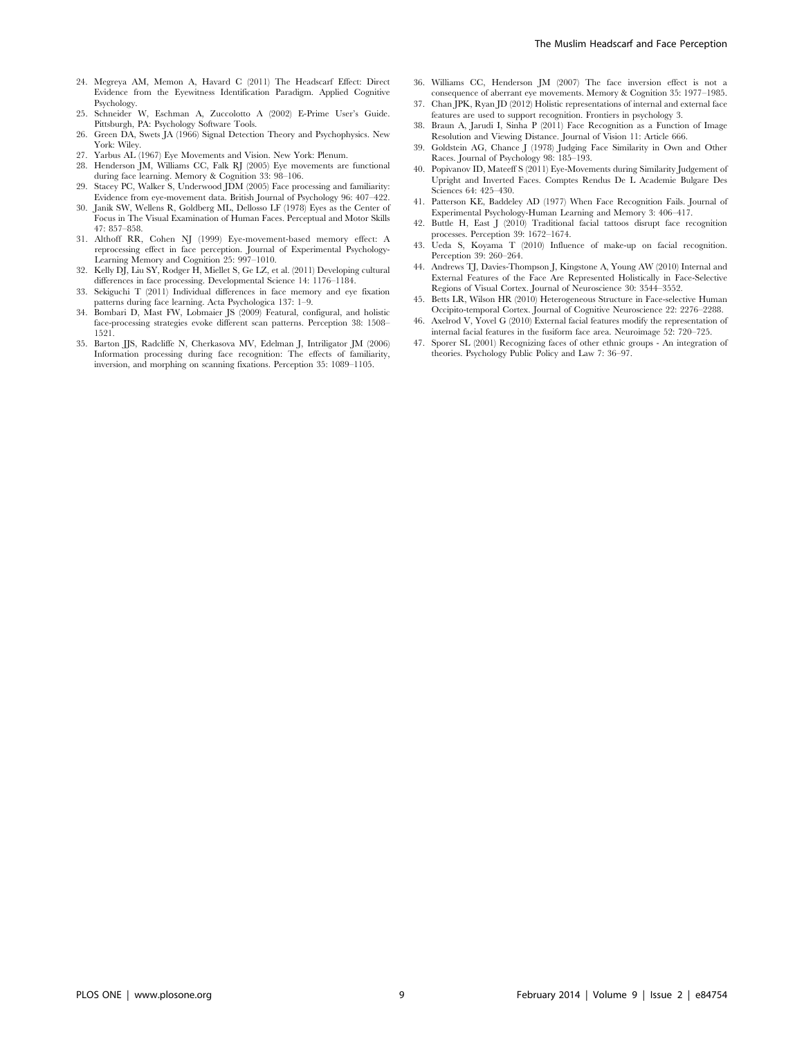24. Megreya AM, Memon A, Havard C (2011) The Headscarf Effect: Direct Evidence from the Eyewitness Identification Paradigm. Applied Cognitive Psychology.
25. Schneider W, Eschman A, Zuccolotto A (2002) E-Prime User's Guide. Pittsburgh, PA: Psychology Software Tools.
26. Green DA, Swets JA (1966) Signal Detection Theory and Psychophysics. New York: Wiley.
27. Yarbus AL (1967) Eye Movements and Vision. New York: Plenum.
28. Henderson JM, Williams CC, Falk RJ (2005) Eye movements are functional during face learning. Memory & Cognition 33: 98–106.
29. Stacey PC, Walker S, Underwood JDM (2005) Face processing and familiarity: Evidence from eye-movement data. British Journal of Psychology 96: 407–422.
30. Janik SW, Wellens R, Goldberg ML, Dellosso LF (1978) Eyes as the Center of Focus in The Visual Examination of Human Faces. Perceptual and Motor Skills 47: 857–858.
31. Althoff RR, Cohen NJ (1999) Eye-movement-based memory effect: A reprocessing effect in face perception. Journal of Experimental Psychology-Learning Memory and Cognition 25: 997–1010.
32. Kelly DJ, Liu SY, Rodger H, Miellet S, Ge LZ, et al. (2011) Developing cultural differences in face processing. Developmental Science 14: 1176–1184.
33. Sekiguchi T (2011) Individual differences in face memory and eye fixation patterns during face learning. Acta Psychologica 137: 1–9.
34. Bombari D, Mast FW, Lobmaier JS (2009) Featural, configural, and holistic face-processing strategies evoke different scan patterns. Perception 38: 1508–1521.
35. Barton JJS, Radcliffe N, Cherkasova MV, Edelman J, Intriligator JM (2006) Information processing during face recognition: The effects of familiarity, inversion, and morphing on scanning fixations. Perception 35: 1089–1105.
36. Williams CC, Henderson JM (2007) The face inversion effect is not a consequence of aberrant eye movements. Memory & Cognition 35: 1977–1985.
37. Chan JPK, Ryan JD (2012) Holistic representations of internal and external face features are used to support recognition. Frontiers in psychology 3.
38. Braun A, Jarudi I, Sinha P (2011) Face Recognition as a Function of Image Resolution and Viewing Distance. Journal of Vision 11: Article 666.
39. Goldstein AG, Chance J (1978) Judging Face Similarity in Own and Other Races. Journal of Psychology 98: 185–193.
40. Popivanov ID, Mateeff S (2011) Eye-Movements during Similarity Judgement of Upright and Inverted Faces. Comptes Rendus De L Academie Bulgare Des Sciences 64: 425–430.
41. Patterson KE, Baddeley AD (1977) When Face Recognition Fails. Journal of Experimental Psychology-Human Learning and Memory 3: 406–417.
42. Buttle H, East J (2010) Traditional facial tattoos disrupt face recognition processes. Perception 39: 1672–1674.
43. Ueda S, Koyama T (2010) Influence of make-up on facial recognition. Perception 39: 260–264.
44. Andrews TJ, Davies-Thompson J, Kingstone A, Young AW (2010) Internal and External Features of the Face Are Represented Holistically in Face-Selective Regions of Visual Cortex. Journal of Neuroscience 30: 3544–3552.
45. Betts LR, Wilson HR (2010) Heterogeneous Structure in Face-selective Human Occipito-temporal Cortex. Journal of Cognitive Neuroscience 22: 2276–2288.
46. Axelrod V, Yovel G (2010) External facial features modify the representation of internal facial features in the fusiform face area. Neuroimage 52: 720–725.
47. Sporer SL (2001) Recognizing faces of other ethnic groups - An integration of theories. Psychology Public Policy and Law 7: 36–97.